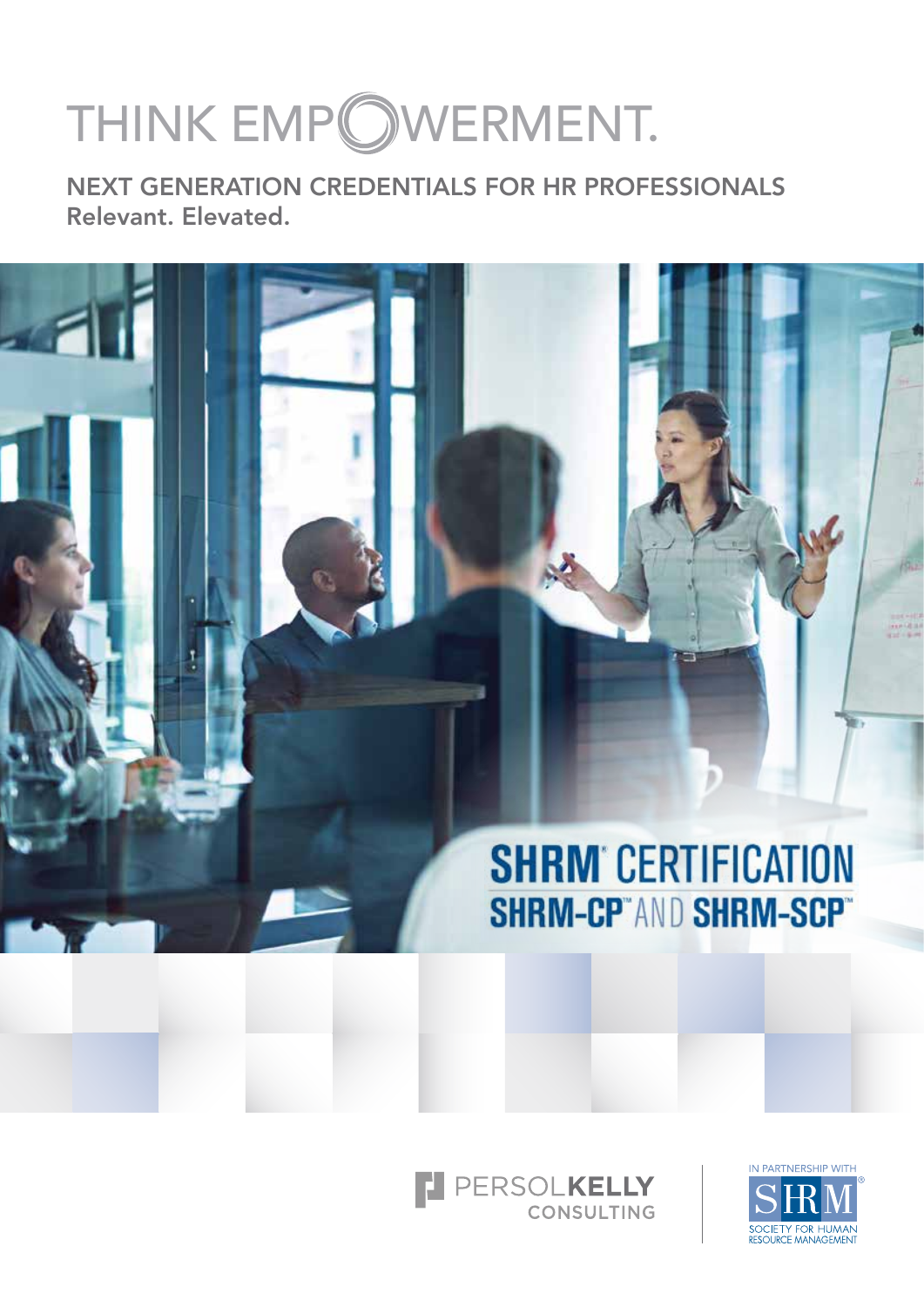# THINK EMPOWERMENT.

## NEXT GENERATION CREDENTIALS FOR HR PROFESSIONALS

**Relevant. Elevated.**

**SHRM® CERTIFICATION**

**SHRM-CP™** AND **SHRM-SCP™**

PERSOL**KELLY** CONSULTING

IN PARTNERSHIP WITH SHRM® SOCIETY FOR HUMAN RESOURCE MANAGEMENT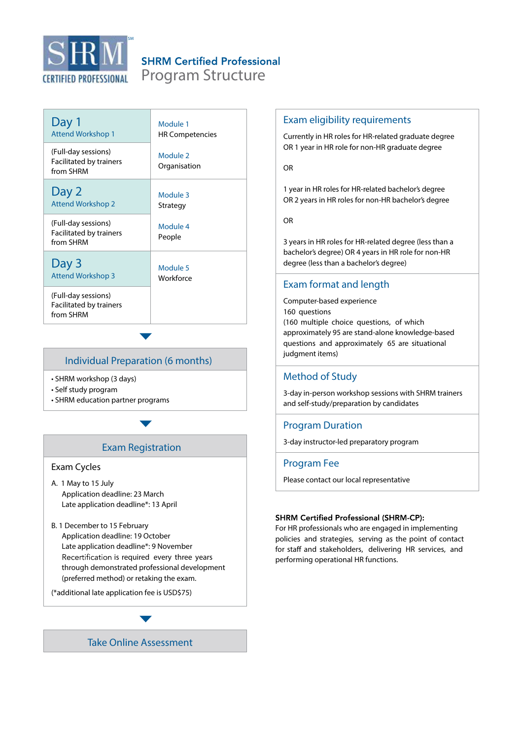SHRM CERTIFIED PROFESSIONAL

# SHRM Certified Professional
## Program Structure

| Day | Modules |
|---|---|
| **Day 1** Attend Workshop 1<br>(Full-day sessions) Facilitated by trainers from SHRM | Module 1 HR Competencies<br>Module 2 Organisation |
| **Day 2** Attend Workshop 2<br>(Full-day sessions) Facilitated by trainers from SHRM | Module 3 Strategy<br>Module 4 People |
| **Day 3** Attend Workshop 3<br>(Full-day sessions) Facilitated by trainers from SHRM | Module 5 Workforce |

### Individual Preparation (6 months)

- SHRM workshop (3 days)
- Self study program
- SHRM education partner programs

### Exam Registration

Exam Cycles

A. 1 May to 15 July
Application deadline: 23 March
Late application deadline*: 13 April

B. 1 December to 15 February
Application deadline: 19 October
Late application deadline*: 9 November
Recertification is required every three years through demonstrated professional development (preferred method) or retaking the exam.

(*additional late application fee is USD$75)

### Take Online Assessment

### Exam eligibility requirements

Currently in HR roles for HR-related graduate degree
OR 1 year in HR role for non-HR graduate degree

OR

1 year in HR roles for HR-related bachelor's degree
OR 2 years in HR roles for non-HR bachelor's degree

OR

3 years in HR roles for HR-related degree (less than a bachelor's degree) OR 4 years in HR role for non-HR degree (less than a bachelor's degree)

### Exam format and length

Computer-based experience
160 questions
(160 multiple choice questions, of which approximately 95 are stand-alone knowledge-based questions and approximately 65 are situational judgment items)

### Method of Study

3-day in-person workshop sessions with SHRM trainers and self-study/preparation by candidates

### Program Duration

3-day instructor-led preparatory program

### Program Fee

Please contact our local representative

**SHRM Certified Professional (SHRM-CP):**
For HR professionals who are engaged in implementing policies and strategies, serving as the point of contact for staff and stakeholders, delivering HR services, and performing operational HR functions.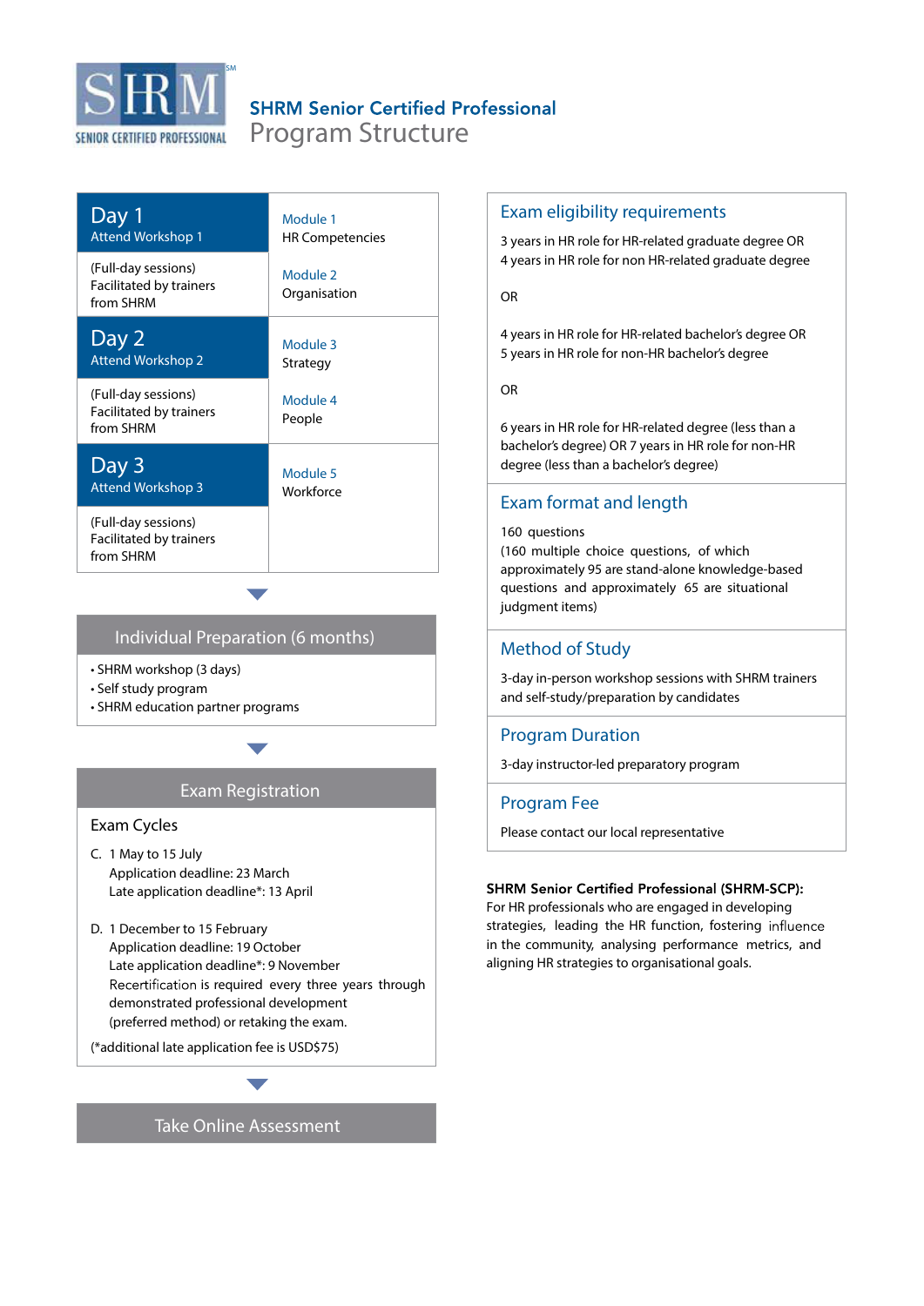# SHRM Senior Certified Professional Program Structure

| Day | Modules |
| --- | --- |
| **Day 1** Attend Workshop 1 (Full-day sessions) Facilitated by trainers from SHRM | Module 1 HR Competencies<br>Module 2 Organisation |
| **Day 2** Attend Workshop 2 (Full-day sessions) Facilitated by trainers from SHRM | Module 3 Strategy<br>Module 4 People |
| **Day 3** Attend Workshop 3 (Full-day sessions) Facilitated by trainers from SHRM | Module 5 Workforce |

## Individual Preparation (6 months)

- SHRM workshop (3 days)
- Self study program
- SHRM education partner programs

## Exam Registration

### Exam Cycles

C. 1 May to 15 July
Application deadline: 23 March
Late application deadline*: 13 April

D. 1 December to 15 February
Application deadline: 19 October
Late application deadline*: 9 November
Recertification is required every three years through demonstrated professional development (preferred method) or retaking the exam.

(*additional late application fee is USD$75)

## Take Online Assessment

## Exam eligibility requirements

3 years in HR role for HR-related graduate degree OR
4 years in HR role for non HR-related graduate degree

OR

4 years in HR role for HR-related bachelor's degree OR
5 years in HR role for non-HR bachelor's degree

OR

6 years in HR role for HR-related degree (less than a bachelor's degree) OR 7 years in HR role for non-HR degree (less than a bachelor's degree)

## Exam format and length

160 questions
(160 multiple choice questions, of which approximately 95 are stand-alone knowledge-based questions and approximately 65 are situational judgment items)

## Method of Study

3-day in-person workshop sessions with SHRM trainers and self-study/preparation by candidates

## Program Duration

3-day instructor-led preparatory program

## Program Fee

Please contact our local representative

**SHRM Senior Certified Professional (SHRM-SCP):**
For HR professionals who are engaged in developing strategies, leading the HR function, fostering influence in the community, analysing performance metrics, and aligning HR strategies to organisational goals.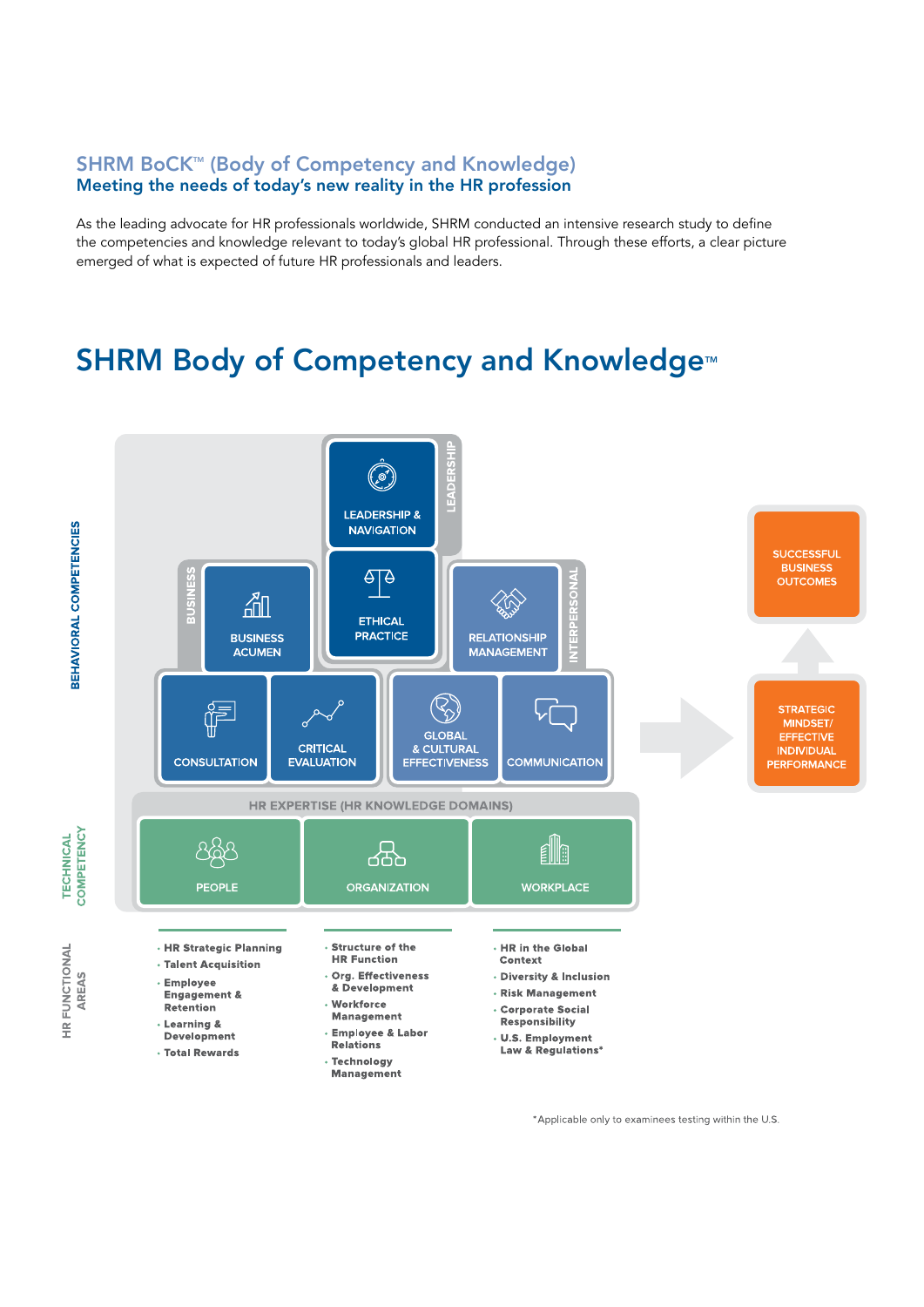## SHRM BoCK™ (Body of Competency and Knowledge)
### Meeting the needs of today's new reality in the HR profession

As the leading advocate for HR professionals worldwide, SHRM conducted an intensive research study to define the competencies and knowledge relevant to today's global HR professional. Through these efforts, a clear picture emerged of what is expected of future HR professionals and leaders.

# SHRM Body of Competency and Knowledge™

**BEHAVIORAL COMPETENCIES**

- **LEADERSHIP**
  - LEADERSHIP & NAVIGATION
  - ETHICAL PRACTICE
- **BUSINESS**
  - BUSINESS ACUMEN
  - CONSULTATION
  - CRITICAL EVALUATION
- **INTERPERSONAL**
  - RELATIONSHIP MANAGEMENT
  - GLOBAL & CULTURAL EFFECTIVENESS
  - COMMUNICATION

**TECHNICAL COMPETENCY**

HR EXPERTISE (HR KNOWLEDGE DOMAINS)

- PEOPLE
- ORGANIZATION
- WORKPLACE

STRATEGIC MINDSET/ EFFECTIVE INDIVIDUAL PERFORMANCE → SUCCESSFUL BUSINESS OUTCOMES

**HR FUNCTIONAL AREAS**

| PEOPLE | ORGANIZATION | WORKPLACE |
|---|---|---|
| HR Strategic Planning | Structure of the HR Function | HR in the Global Context |
| Talent Acquisition | Org. Effectiveness & Development | Diversity & Inclusion |
| Employee Engagement & Retention | Workforce Management | Risk Management |
| Learning & Development | Employee & Labor Relations | Corporate Social Responsibility |
| Total Rewards | Technology Management | U.S. Employment Law & Regulations* |

*Applicable only to examinees testing within the U.S.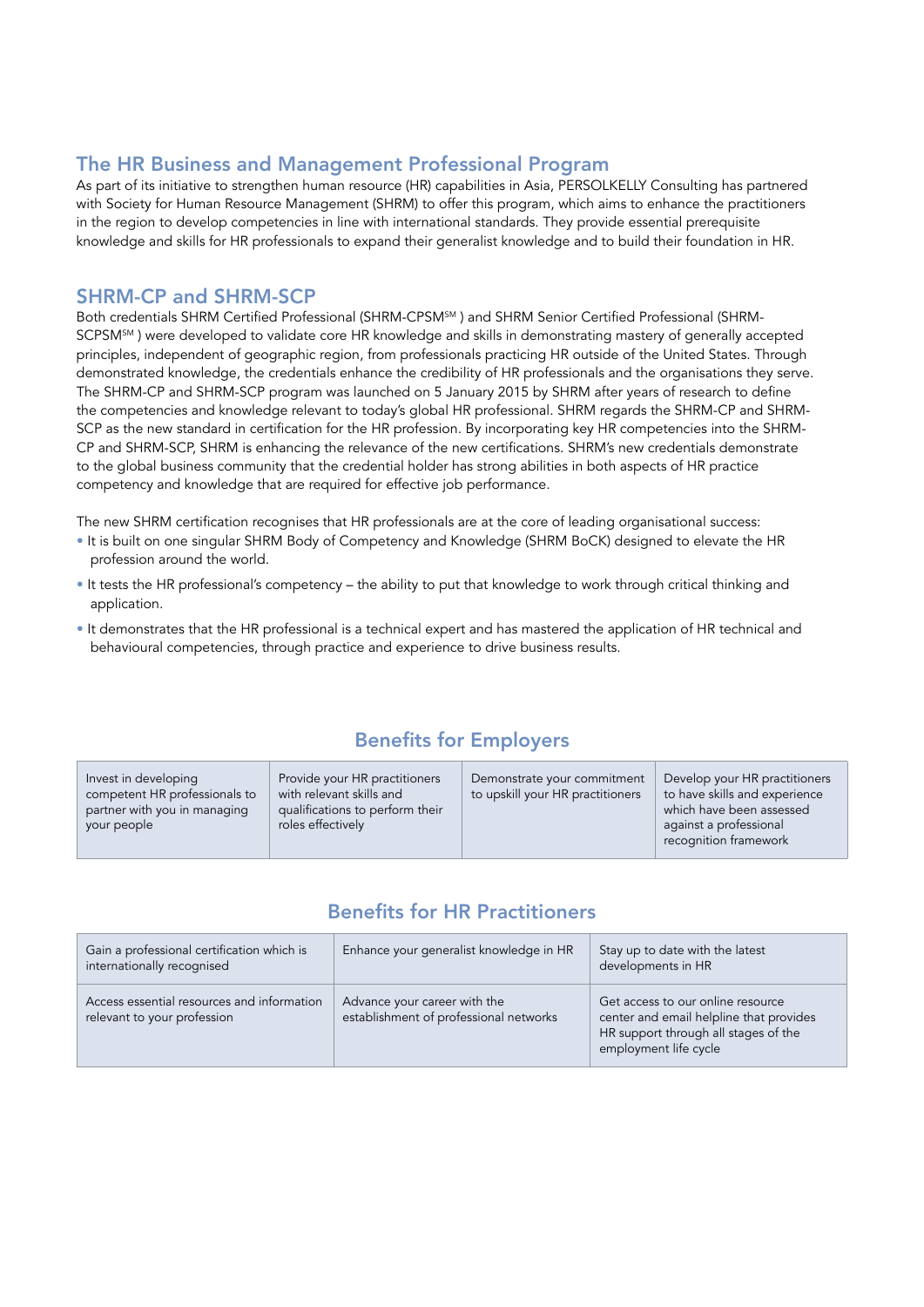## The HR Business and Management Professional Program

As part of its initiative to strengthen human resource (HR) capabilities in Asia, PERSOLKELLY Consulting has partnered with Society for Human Resource Management (SHRM) to offer this program, which aims to enhance the practitioners in the region to develop competencies in line with international standards. They provide essential prerequisite knowledge and skills for HR professionals to expand their generalist knowledge and to build their foundation in HR.

## SHRM-CP and SHRM-SCP

Both credentials SHRM Certified Professional (SHRM-CPSM[SM] ) and SHRM Senior Certified Professional (SHRM-SCPSM[SM] ) were developed to validate core HR knowledge and skills in demonstrating mastery of generally accepted principles, independent of geographic region, from professionals practicing HR outside of the United States. Through demonstrated knowledge, the credentials enhance the credibility of HR professionals and the organisations they serve. The SHRM-CP and SHRM-SCP program was launched on 5 January 2015 by SHRM after years of research to define the competencies and knowledge relevant to today's global HR professional. SHRM regards the SHRM-CP and SHRM-SCP as the new standard in certification for the HR profession. By incorporating key HR competencies into the SHRM-CP and SHRM-SCP, SHRM is enhancing the relevance of the new certifications. SHRM's new credentials demonstrate to the global business community that the credential holder has strong abilities in both aspects of HR practice competency and knowledge that are required for effective job performance.

The new SHRM certification recognises that HR professionals are at the core of leading organisational success:

- It is built on one singular SHRM Body of Competency and Knowledge (SHRM BoCK) designed to elevate the HR profession around the world.
- It tests the HR professional's competency – the ability to put that knowledge to work through critical thinking and application.
- It demonstrates that the HR professional is a technical expert and has mastered the application of HR technical and behavioural competencies, through practice and experience to drive business results.

## Benefits for Employers

| | | | |
|---|---|---|---|
| Invest in developing competent HR professionals to partner with you in managing your people | Provide your HR practitioners with relevant skills and qualifications to perform their roles effectively | Demonstrate your commitment to upskill your HR practitioners | Develop your HR practitioners to have skills and experience which have been assessed against a professional recognition framework |

## Benefits for HR Practitioners

| | | |
|---|---|---|
| Gain a professional certification which is internationally recognised | Enhance your generalist knowledge in HR | Stay up to date with the latest developments in HR |
| Access essential resources and information relevant to your profession | Advance your career with the establishment of professional networks | Get access to our online resource center and email helpline that provides HR support through all stages of the employment life cycle |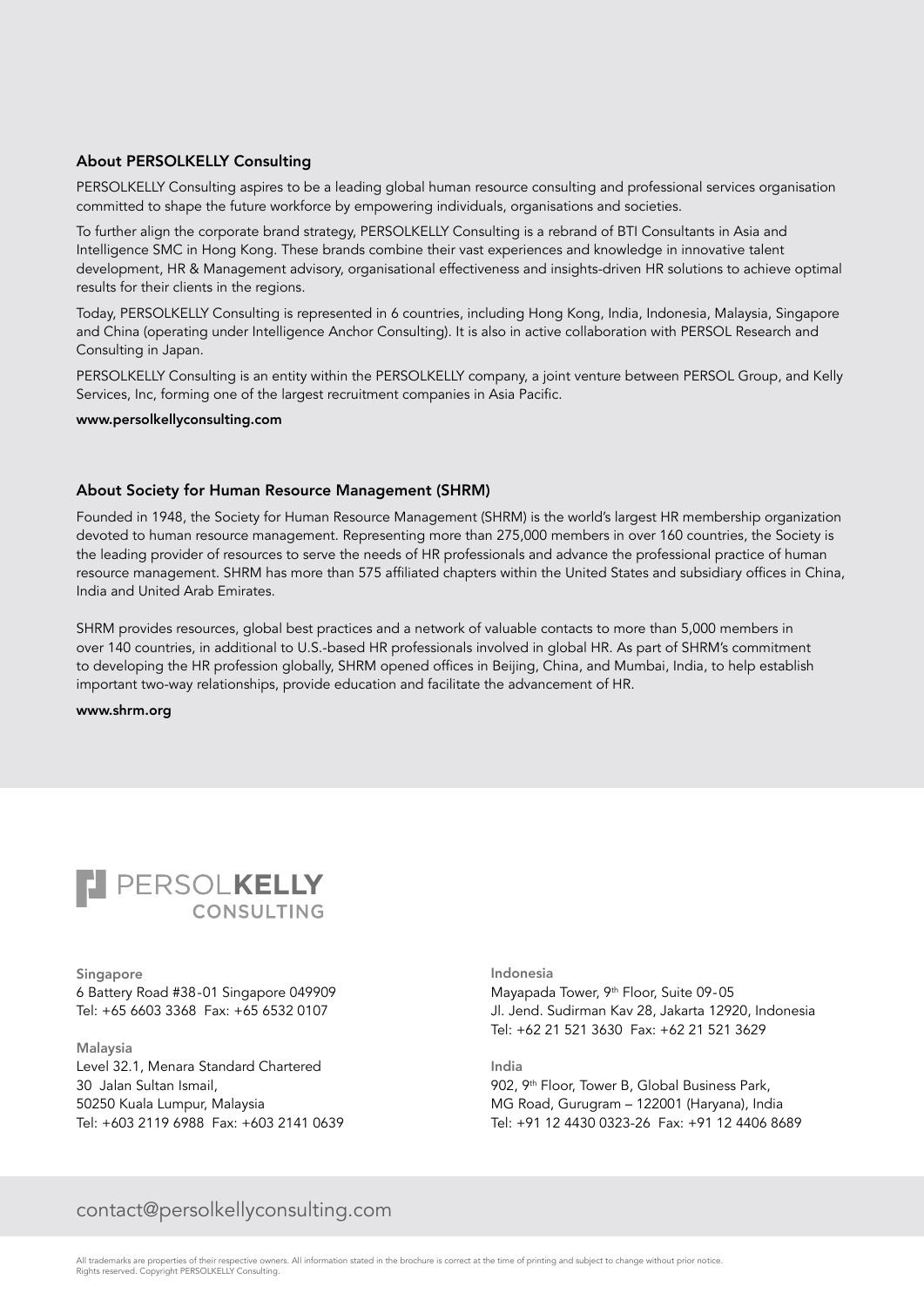## About PERSOLKELLY Consulting

PERSOLKELLY Consulting aspires to be a leading global human resource consulting and professional services organisation committed to shape the future workforce by empowering individuals, organisations and societies.

To further align the corporate brand strategy, PERSOLKELLY Consulting is a rebrand of BTI Consultants in Asia and Intelligence SMC in Hong Kong. These brands combine their vast experiences and knowledge in innovative talent development, HR & Management advisory, organisational effectiveness and insights-driven HR solutions to achieve optimal results for their clients in the regions.

Today, PERSOLKELLY Consulting is represented in 6 countries, including Hong Kong, India, Indonesia, Malaysia, Singapore and China (operating under Intelligence Anchor Consulting). It is also in active collaboration with PERSOL Research and Consulting in Japan.

PERSOLKELLY Consulting is an entity within the PERSOLKELLY company, a joint venture between PERSOL Group, and Kelly Services, Inc, forming one of the largest recruitment companies in Asia Pacific.

**www.persolkellyconsulting.com**

## About Society for Human Resource Management (SHRM)

Founded in 1948, the Society for Human Resource Management (SHRM) is the world's largest HR membership organization devoted to human resource management. Representing more than 275,000 members in over 160 countries, the Society is the leading provider of resources to serve the needs of HR professionals and advance the professional practice of human resource management. SHRM has more than 575 affiliated chapters within the United States and subsidiary offices in China, India and United Arab Emirates.

SHRM provides resources, global best practices and a network of valuable contacts to more than 5,000 members in over 140 countries, in additional to U.S.-based HR professionals involved in global HR. As part of SHRM's commitment to developing the HR profession globally, SHRM opened offices in Beijing, China, and Mumbai, India, to help establish important two-way relationships, provide education and facilitate the advancement of HR.

**www.shrm.org**

PERSOL**KELLY**
CONSULTING

**Singapore**
6 Battery Road #38-01 Singapore 049909
Tel: +65 6603 3368 Fax: +65 6532 0107

**Malaysia**
Level 32.1, Menara Standard Chartered
30 Jalan Sultan Ismail,
50250 Kuala Lumpur, Malaysia
Tel: +603 2119 6988 Fax: +603 2141 0639

**Indonesia**
Mayapada Tower, 9th Floor, Suite 09-05
Jl. Jend. Sudirman Kav 28, Jakarta 12920, Indonesia
Tel: +62 21 521 3630 Fax: +62 21 521 3629

**India**
902, 9th Floor, Tower B, Global Business Park,
MG Road, Gurugram – 122001 (Haryana), India
Tel: +91 12 4430 0323-26 Fax: +91 12 4406 8689

contact@persolkellyconsulting.com

All trademarks are properties of their respective owners. All information stated in the brochure is correct at the time of printing and subject to change without prior notice.
Rights reserved. Copyright PERSOLKELLY Consulting.